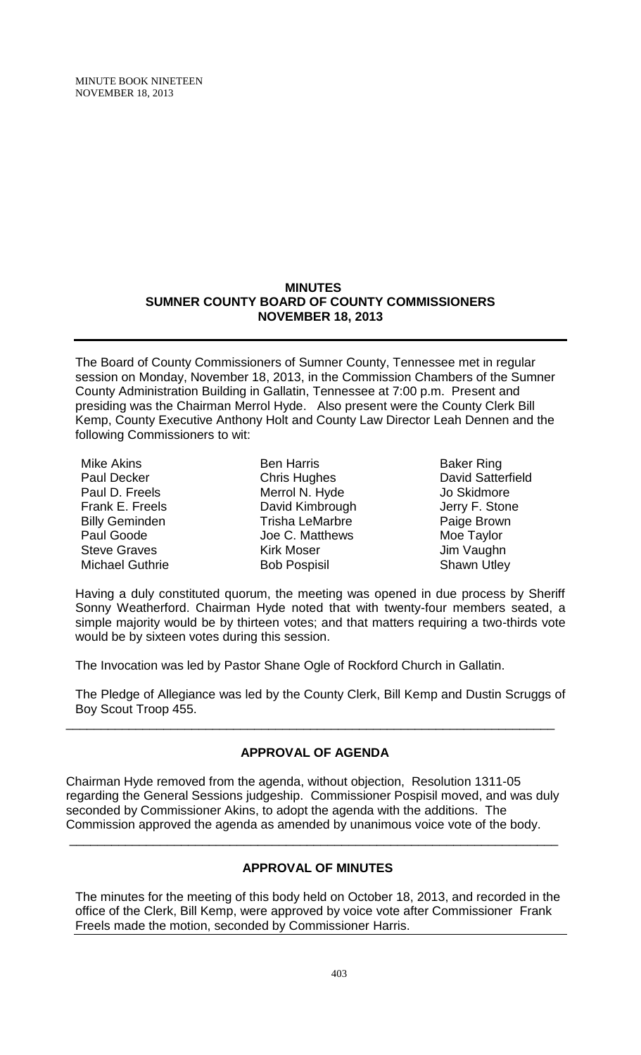# MINUTES
## SUMNER COUNTY BOARD OF COUNTY COMMISSIONERS
## NOVEMBER 18, 2013

The Board of County Commissioners of Sumner County, Tennessee met in regular session on Monday, November 18, 2013, in the Commission Chambers of the Sumner County Administration Building in Gallatin, Tennessee at 7:00 p.m. Present and presiding was the Chairman Merrol Hyde. Also present were the County Clerk Bill Kemp, County Executive Anthony Holt and County Law Director Leah Dennen and the following Commissioners to wit:

| | | |
|---|---|---|
| Mike Akins | Ben Harris | Baker Ring |
| Paul Decker | Chris Hughes | David Satterfield |
| Paul D. Freels | Merrol N. Hyde | Jo Skidmore |
| Frank E. Freels | David Kimbrough | Jerry F. Stone |
| Billy Geminden | Trisha LeMarbre | Paige Brown |
| Paul Goode | Joe C. Matthews | Moe Taylor |
| Steve Graves | Kirk Moser | Jim Vaughn |
| Michael Guthrie | Bob Pospisil | Shawn Utley |

Having a duly constituted quorum, the meeting was opened in due process by Sheriff Sonny Weatherford. Chairman Hyde noted that with twenty-four members seated, a simple majority would be by thirteen votes; and that matters requiring a two-thirds vote would be by sixteen votes during this session.

The Invocation was led by Pastor Shane Ogle of Rockford Church in Gallatin.

The Pledge of Allegiance was led by the County Clerk, Bill Kemp and Dustin Scruggs of Boy Scout Troop 455.

---

### APPROVAL OF AGENDA

Chairman Hyde removed from the agenda, without objection, Resolution 1311-05 regarding the General Sessions judgeship. Commissioner Pospisil moved, and was duly seconded by Commissioner Akins, to adopt the agenda with the additions. The Commission approved the agenda as amended by unanimous voice vote of the body.

---

### APPROVAL OF MINUTES

The minutes for the meeting of this body held on October 18, 2013, and recorded in the office of the Clerk, Bill Kemp, were approved by voice vote after Commissioner Frank Freels made the motion, seconded by Commissioner Harris.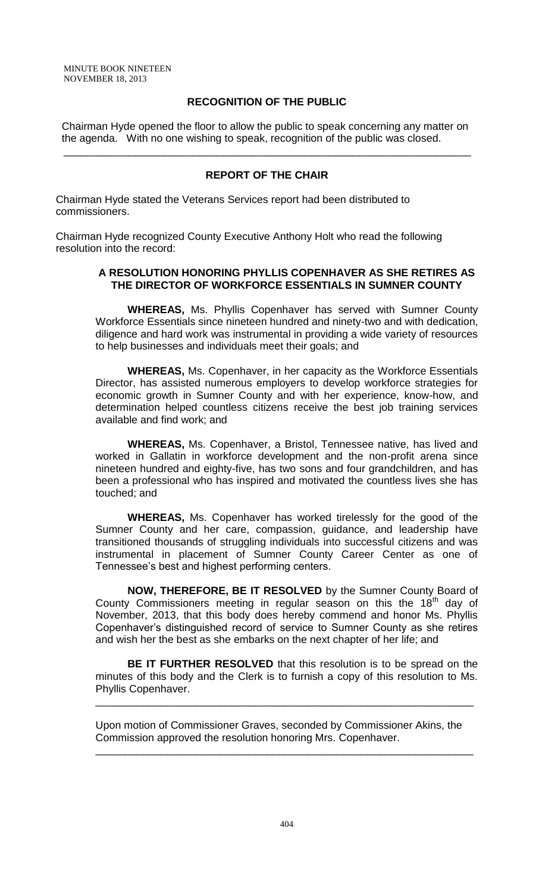## RECOGNITION OF THE PUBLIC

Chairman Hyde opened the floor to allow the public to speak concerning any matter on the agenda. With no one wishing to speak, recognition of the public was closed.

---

## REPORT OF THE CHAIR

Chairman Hyde stated the Veterans Services report had been distributed to commissioners.

Chairman Hyde recognized County Executive Anthony Holt who read the following resolution into the record:

### A RESOLUTION HONORING PHYLLIS COPENHAVER AS SHE RETIRES AS THE DIRECTOR OF WORKFORCE ESSENTIALS IN SUMNER COUNTY

**WHEREAS,** Ms. Phyllis Copenhaver has served with Sumner County Workforce Essentials since nineteen hundred and ninety-two and with dedication, diligence and hard work was instrumental in providing a wide variety of resources to help businesses and individuals meet their goals; and

**WHEREAS,** Ms. Copenhaver, in her capacity as the Workforce Essentials Director, has assisted numerous employers to develop workforce strategies for economic growth in Sumner County and with her experience, know-how, and determination helped countless citizens receive the best job training services available and find work; and

**WHEREAS,** Ms. Copenhaver, a Bristol, Tennessee native, has lived and worked in Gallatin in workforce development and the non-profit arena since nineteen hundred and eighty-five, has two sons and four grandchildren, and has been a professional who has inspired and motivated the countless lives she has touched; and

**WHEREAS,** Ms. Copenhaver has worked tirelessly for the good of the Sumner County and her care, compassion, guidance, and leadership have transitioned thousands of struggling individuals into successful citizens and was instrumental in placement of Sumner County Career Center as one of Tennessee's best and highest performing centers.

**NOW, THEREFORE, BE IT RESOLVED** by the Sumner County Board of County Commissioners meeting in regular season on this the 18th day of November, 2013, that this body does hereby commend and honor Ms. Phyllis Copenhaver's distinguished record of service to Sumner County as she retires and wish her the best as she embarks on the next chapter of her life; and

**BE IT FURTHER RESOLVED** that this resolution is to be spread on the minutes of this body and the Clerk is to furnish a copy of this resolution to Ms. Phyllis Copenhaver.

---

Upon motion of Commissioner Graves, seconded by Commissioner Akins, the Commission approved the resolution honoring Mrs. Copenhaver.

---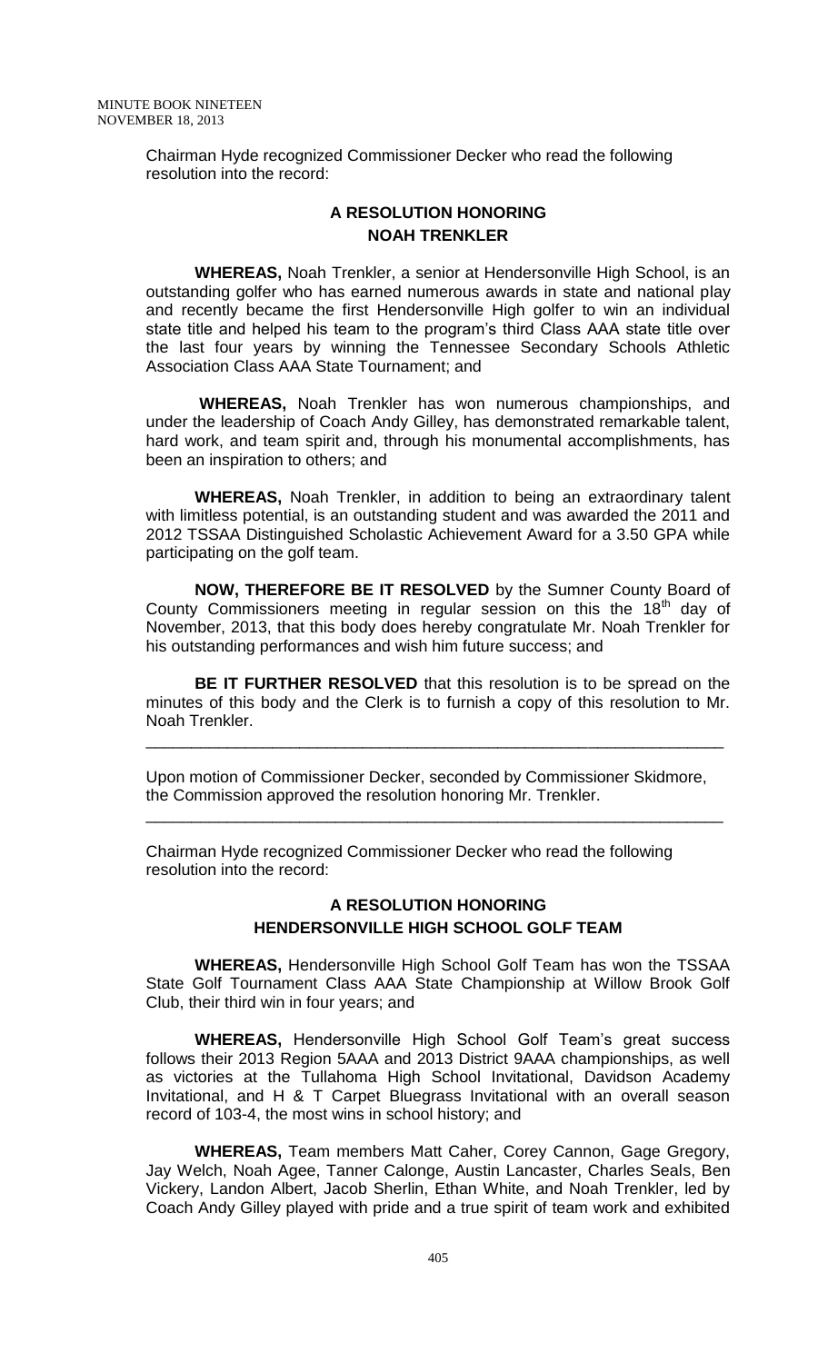Chairman Hyde recognized Commissioner Decker who read the following resolution into the record:

## A RESOLUTION HONORING NOAH TRENKLER

**WHEREAS,** Noah Trenkler, a senior at Hendersonville High School, is an outstanding golfer who has earned numerous awards in state and national play and recently became the first Hendersonville High golfer to win an individual state title and helped his team to the program's third Class AAA state title over the last four years by winning the Tennessee Secondary Schools Athletic Association Class AAA State Tournament; and

**WHEREAS,** Noah Trenkler has won numerous championships, and under the leadership of Coach Andy Gilley, has demonstrated remarkable talent, hard work, and team spirit and, through his monumental accomplishments, has been an inspiration to others; and

**WHEREAS,** Noah Trenkler, in addition to being an extraordinary talent with limitless potential, is an outstanding student and was awarded the 2011 and 2012 TSSAA Distinguished Scholastic Achievement Award for a 3.50 GPA while participating on the golf team.

**NOW, THEREFORE BE IT RESOLVED** by the Sumner County Board of County Commissioners meeting in regular session on this the 18th day of November, 2013, that this body does hereby congratulate Mr. Noah Trenkler for his outstanding performances and wish him future success; and

**BE IT FURTHER RESOLVED** that this resolution is to be spread on the minutes of this body and the Clerk is to furnish a copy of this resolution to Mr. Noah Trenkler.

---

Upon motion of Commissioner Decker, seconded by Commissioner Skidmore, the Commission approved the resolution honoring Mr. Trenkler.

---

Chairman Hyde recognized Commissioner Decker who read the following resolution into the record:

## A RESOLUTION HONORING HENDERSONVILLE HIGH SCHOOL GOLF TEAM

**WHEREAS,** Hendersonville High School Golf Team has won the TSSAA State Golf Tournament Class AAA State Championship at Willow Brook Golf Club, their third win in four years; and

**WHEREAS,** Hendersonville High School Golf Team's great success follows their 2013 Region 5AAA and 2013 District 9AAA championships, as well as victories at the Tullahoma High School Invitational, Davidson Academy Invitational, and H & T Carpet Bluegrass Invitational with an overall season record of 103-4, the most wins in school history; and

**WHEREAS,** Team members Matt Caher, Corey Cannon, Gage Gregory, Jay Welch, Noah Agee, Tanner Calonge, Austin Lancaster, Charles Seals, Ben Vickery, Landon Albert, Jacob Sherlin, Ethan White, and Noah Trenkler, led by Coach Andy Gilley played with pride and a true spirit of team work and exhibited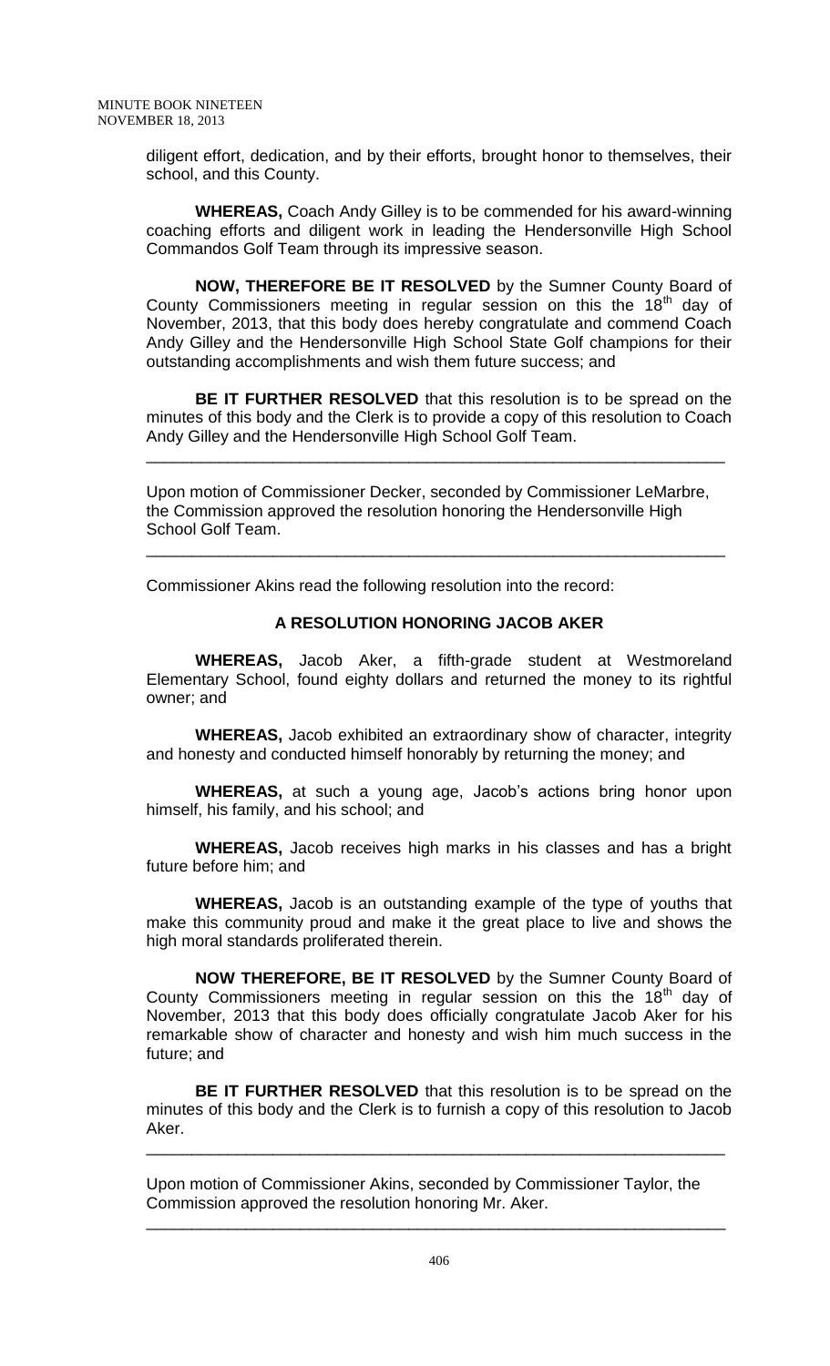diligent effort, dedication, and by their efforts, brought honor to themselves, their school, and this County.

**WHEREAS,** Coach Andy Gilley is to be commended for his award-winning coaching efforts and diligent work in leading the Hendersonville High School Commandos Golf Team through its impressive season.

**NOW, THEREFORE BE IT RESOLVED** by the Sumner County Board of County Commissioners meeting in regular session on this the 18th day of November, 2013, that this body does hereby congratulate and commend Coach Andy Gilley and the Hendersonville High School State Golf champions for their outstanding accomplishments and wish them future success; and

**BE IT FURTHER RESOLVED** that this resolution is to be spread on the minutes of this body and the Clerk is to provide a copy of this resolution to Coach Andy Gilley and the Hendersonville High School Golf Team.

---

Upon motion of Commissioner Decker, seconded by Commissioner LeMarbre, the Commission approved the resolution honoring the Hendersonville High School Golf Team.

---

Commissioner Akins read the following resolution into the record:

**A RESOLUTION HONORING JACOB AKER**

**WHEREAS,** Jacob Aker, a fifth-grade student at Westmoreland Elementary School, found eighty dollars and returned the money to its rightful owner; and

**WHEREAS,** Jacob exhibited an extraordinary show of character, integrity and honesty and conducted himself honorably by returning the money; and

**WHEREAS,** at such a young age, Jacob's actions bring honor upon himself, his family, and his school; and

**WHEREAS,** Jacob receives high marks in his classes and has a bright future before him; and

**WHEREAS,** Jacob is an outstanding example of the type of youths that make this community proud and make it the great place to live and shows the high moral standards proliferated therein.

**NOW THEREFORE, BE IT RESOLVED** by the Sumner County Board of County Commissioners meeting in regular session on this the 18th day of November, 2013 that this body does officially congratulate Jacob Aker for his remarkable show of character and honesty and wish him much success in the future; and

**BE IT FURTHER RESOLVED** that this resolution is to be spread on the minutes of this body and the Clerk is to furnish a copy of this resolution to Jacob Aker.

---

Upon motion of Commissioner Akins, seconded by Commissioner Taylor, the Commission approved the resolution honoring Mr. Aker.

---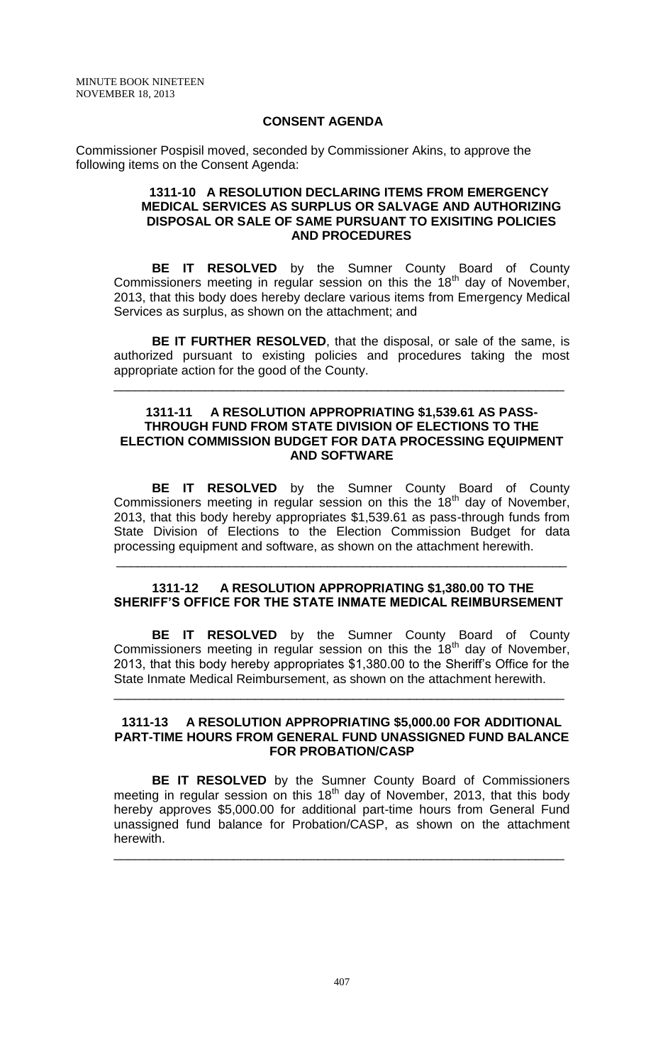## CONSENT AGENDA

Commissioner Pospisil moved, seconded by Commissioner Akins, to approve the following items on the Consent Agenda:

### 1311-10 A RESOLUTION DECLARING ITEMS FROM EMERGENCY MEDICAL SERVICES AS SURPLUS OR SALVAGE AND AUTHORIZING DISPOSAL OR SALE OF SAME PURSUANT TO EXISITING POLICIES AND PROCEDURES

**BE IT RESOLVED** by the Sumner County Board of County Commissioners meeting in regular session on this the 18th day of November, 2013, that this body does hereby declare various items from Emergency Medical Services as surplus, as shown on the attachment; and

**BE IT FURTHER RESOLVED**, that the disposal, or sale of the same, is authorized pursuant to existing policies and procedures taking the most appropriate action for the good of the County.

---

### 1311-11 A RESOLUTION APPROPRIATING $1,539.61 AS PASS-THROUGH FUND FROM STATE DIVISION OF ELECTIONS TO THE ELECTION COMMISSION BUDGET FOR DATA PROCESSING EQUIPMENT AND SOFTWARE

**BE IT RESOLVED** by the Sumner County Board of County Commissioners meeting in regular session on this the 18th day of November, 2013, that this body hereby appropriates $1,539.61 as pass-through funds from State Division of Elections to the Election Commission Budget for data processing equipment and software, as shown on the attachment herewith.

---

### 1311-12 A RESOLUTION APPROPRIATING $1,380.00 TO THE SHERIFF'S OFFICE FOR THE STATE INMATE MEDICAL REIMBURSEMENT

**BE IT RESOLVED** by the Sumner County Board of County Commissioners meeting in regular session on this the 18th day of November, 2013, that this body hereby appropriates $1,380.00 to the Sheriff's Office for the State Inmate Medical Reimbursement, as shown on the attachment herewith.

---

### 1311-13 A RESOLUTION APPROPRIATING $5,000.00 FOR ADDITIONAL PART-TIME HOURS FROM GENERAL FUND UNASSIGNED FUND BALANCE FOR PROBATION/CASP

**BE IT RESOLVED** by the Sumner County Board of Commissioners meeting in regular session on this 18th day of November, 2013, that this body hereby approves $5,000.00 for additional part-time hours from General Fund unassigned fund balance for Probation/CASP, as shown on the attachment herewith.

---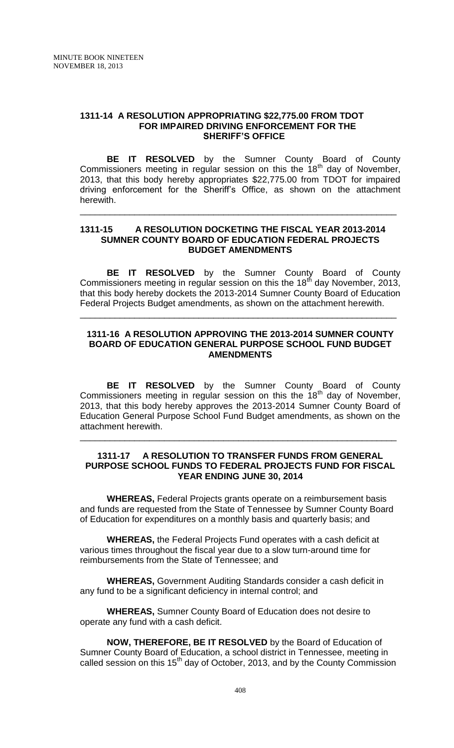## 1311-14 A RESOLUTION APPROPRIATING $22,775.00 FROM TDOT FOR IMPAIRED DRIVING ENFORCEMENT FOR THE SHERIFF'S OFFICE

**BE IT RESOLVED** by the Sumner County Board of County Commissioners meeting in regular session on this the 18th day of November, 2013, that this body hereby appropriates $22,775.00 from TDOT for impaired driving enforcement for the Sheriff's Office, as shown on the attachment herewith.

---

## 1311-15 A RESOLUTION DOCKETING THE FISCAL YEAR 2013-2014 SUMNER COUNTY BOARD OF EDUCATION FEDERAL PROJECTS BUDGET AMENDMENTS

**BE IT RESOLVED** by the Sumner County Board of County Commissioners meeting in regular session on this the 18th day November, 2013, that this body hereby dockets the 2013-2014 Sumner County Board of Education Federal Projects Budget amendments, as shown on the attachment herewith.

---

## 1311-16 A RESOLUTION APPROVING THE 2013-2014 SUMNER COUNTY BOARD OF EDUCATION GENERAL PURPOSE SCHOOL FUND BUDGET AMENDMENTS

**BE IT RESOLVED** by the Sumner County Board of County Commissioners meeting in regular session on this the 18th day of November, 2013, that this body hereby approves the 2013-2014 Sumner County Board of Education General Purpose School Fund Budget amendments, as shown on the attachment herewith.

---

## 1311-17 A RESOLUTION TO TRANSFER FUNDS FROM GENERAL PURPOSE SCHOOL FUNDS TO FEDERAL PROJECTS FUND FOR FISCAL YEAR ENDING JUNE 30, 2014

**WHEREAS,** Federal Projects grants operate on a reimbursement basis and funds are requested from the State of Tennessee by Sumner County Board of Education for expenditures on a monthly basis and quarterly basis; and

**WHEREAS,** the Federal Projects Fund operates with a cash deficit at various times throughout the fiscal year due to a slow turn-around time for reimbursements from the State of Tennessee; and

**WHEREAS,** Government Auditing Standards consider a cash deficit in any fund to be a significant deficiency in internal control; and

**WHEREAS,** Sumner County Board of Education does not desire to operate any fund with a cash deficit.

**NOW, THEREFORE, BE IT RESOLVED** by the Board of Education of Sumner County Board of Education, a school district in Tennessee, meeting in called session on this 15th day of October, 2013, and by the County Commission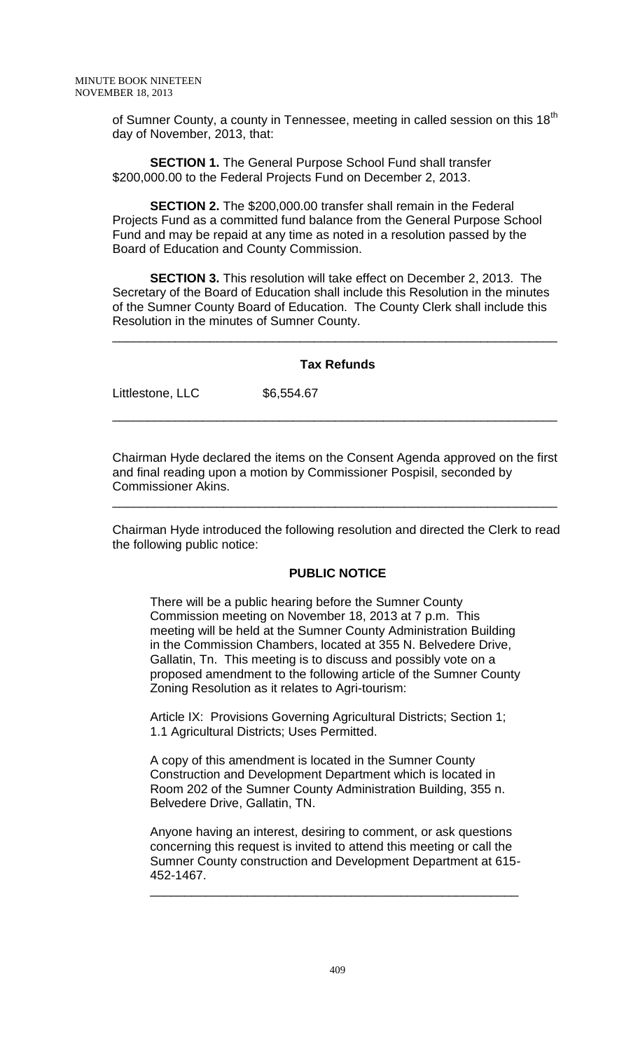of Sumner County, a county in Tennessee, meeting in called session on this 18th day of November, 2013, that:

**SECTION 1.** The General Purpose School Fund shall transfer $200,000.00 to the Federal Projects Fund on December 2, 2013.

**SECTION 2.** The $200,000.00 transfer shall remain in the Federal Projects Fund as a committed fund balance from the General Purpose School Fund and may be repaid at any time as noted in a resolution passed by the Board of Education and County Commission.

**SECTION 3.** This resolution will take effect on December 2, 2013. The Secretary of the Board of Education shall include this Resolution in the minutes of the Sumner County Board of Education. The County Clerk shall include this Resolution in the minutes of Sumner County.

---

**Tax Refunds**

Littlestone, LLC $6,554.67

---

Chairman Hyde declared the items on the Consent Agenda approved on the first and final reading upon a motion by Commissioner Pospisil, seconded by Commissioner Akins.

---

Chairman Hyde introduced the following resolution and directed the Clerk to read the following public notice:

**PUBLIC NOTICE**

There will be a public hearing before the Sumner County Commission meeting on November 18, 2013 at 7 p.m. This meeting will be held at the Sumner County Administration Building in the Commission Chambers, located at 355 N. Belvedere Drive, Gallatin, Tn. This meeting is to discuss and possibly vote on a proposed amendment to the following article of the Sumner County Zoning Resolution as it relates to Agri-tourism:

Article IX: Provisions Governing Agricultural Districts; Section 1; 1.1 Agricultural Districts; Uses Permitted.

A copy of this amendment is located in the Sumner County Construction and Development Department which is located in Room 202 of the Sumner County Administration Building, 355 n. Belvedere Drive, Gallatin, TN.

Anyone having an interest, desiring to comment, or ask questions concerning this request is invited to attend this meeting or call the Sumner County construction and Development Department at 615-452-1467.

---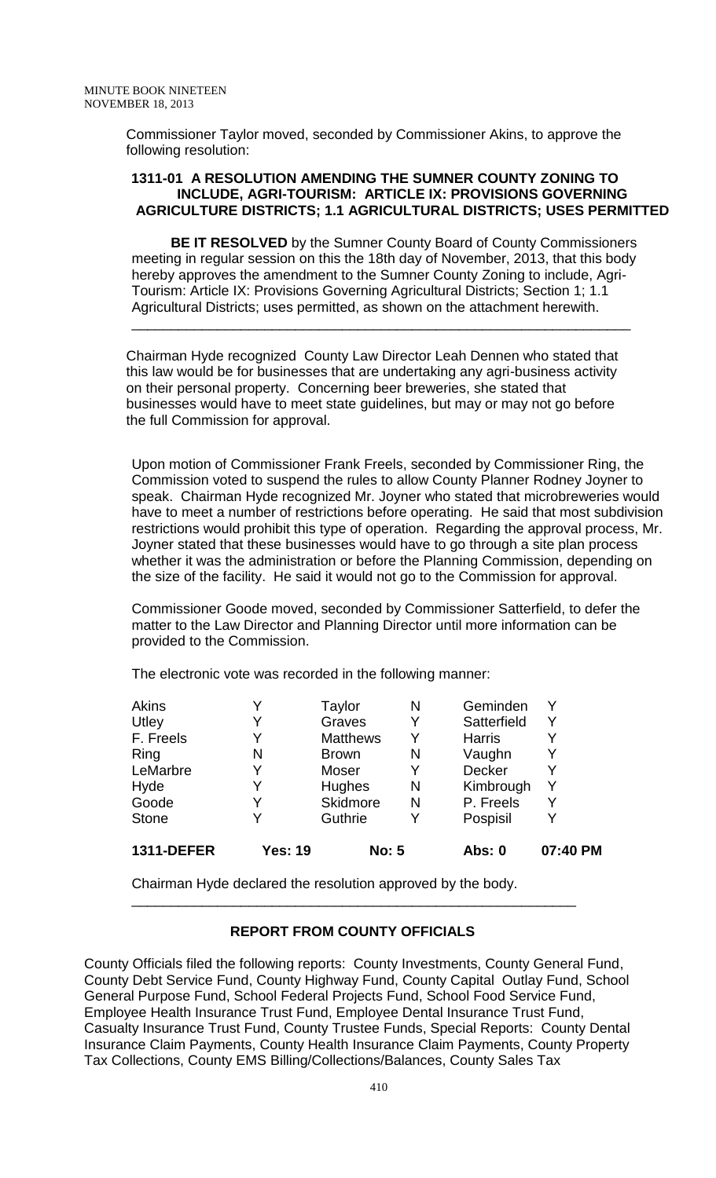Commissioner Taylor moved, seconded by Commissioner Akins, to approve the following resolution:

**1311-01 A RESOLUTION AMENDING THE SUMNER COUNTY ZONING TO INCLUDE, AGRI-TOURISM: ARTICLE IX: PROVISIONS GOVERNING AGRICULTURE DISTRICTS; 1.1 AGRICULTURAL DISTRICTS; USES PERMITTED**

**BE IT RESOLVED** by the Sumner County Board of County Commissioners meeting in regular session on this the 18th day of November, 2013, that this body hereby approves the amendment to the Sumner County Zoning to include, Agri-Tourism: Article IX: Provisions Governing Agricultural Districts; Section 1; 1.1 Agricultural Districts; uses permitted, as shown on the attachment herewith.

---

Chairman Hyde recognized County Law Director Leah Dennen who stated that this law would be for businesses that are undertaking any agri-business activity on their personal property. Concerning beer breweries, she stated that businesses would have to meet state guidelines, but may or may not go before the full Commission for approval.

Upon motion of Commissioner Frank Freels, seconded by Commissioner Ring, the Commission voted to suspend the rules to allow County Planner Rodney Joyner to speak. Chairman Hyde recognized Mr. Joyner who stated that microbreweries would have to meet a number of restrictions before operating. He said that most subdivision restrictions would prohibit this type of operation. Regarding the approval process, Mr. Joyner stated that these businesses would have to go through a site plan process whether it was the administration or before the Planning Commission, depending on the size of the facility. He said it would not go to the Commission for approval.

Commissioner Goode moved, seconded by Commissioner Satterfield, to defer the matter to the Law Director and Planning Director until more information can be provided to the Commission.

The electronic vote was recorded in the following manner:

| | | | | | | |
|---|---|---|---|---|---|---|
| Akins | Y | Taylor | N | Geminden | Y | |
| Utley | Y | Graves | Y | Satterfield | Y | |
| F. Freels | Y | Matthews | Y | Harris | Y | |
| Ring | N | Brown | N | Vaughn | Y | |
| LeMarbre | Y | Moser | Y | Decker | Y | |
| Hyde | Y | Hughes | N | Kimbrough | Y | |
| Goode | Y | Skidmore | N | P. Freels | Y | |
| Stone | Y | Guthrie | Y | Pospisil | Y | |
| **1311-DEFER** | **Yes: 19** | | **No: 5** | **Abs: 0** | | **07:40 PM** |

Chairman Hyde declared the resolution approved by the body.

---

**REPORT FROM COUNTY OFFICIALS**

County Officials filed the following reports: County Investments, County General Fund, County Debt Service Fund, County Highway Fund, County Capital Outlay Fund, School General Purpose Fund, School Federal Projects Fund, School Food Service Fund, Employee Health Insurance Trust Fund, Employee Dental Insurance Trust Fund, Casualty Insurance Trust Fund, County Trustee Funds, Special Reports: County Dental Insurance Claim Payments, County Health Insurance Claim Payments, County Property Tax Collections, County EMS Billing/Collections/Balances, County Sales Tax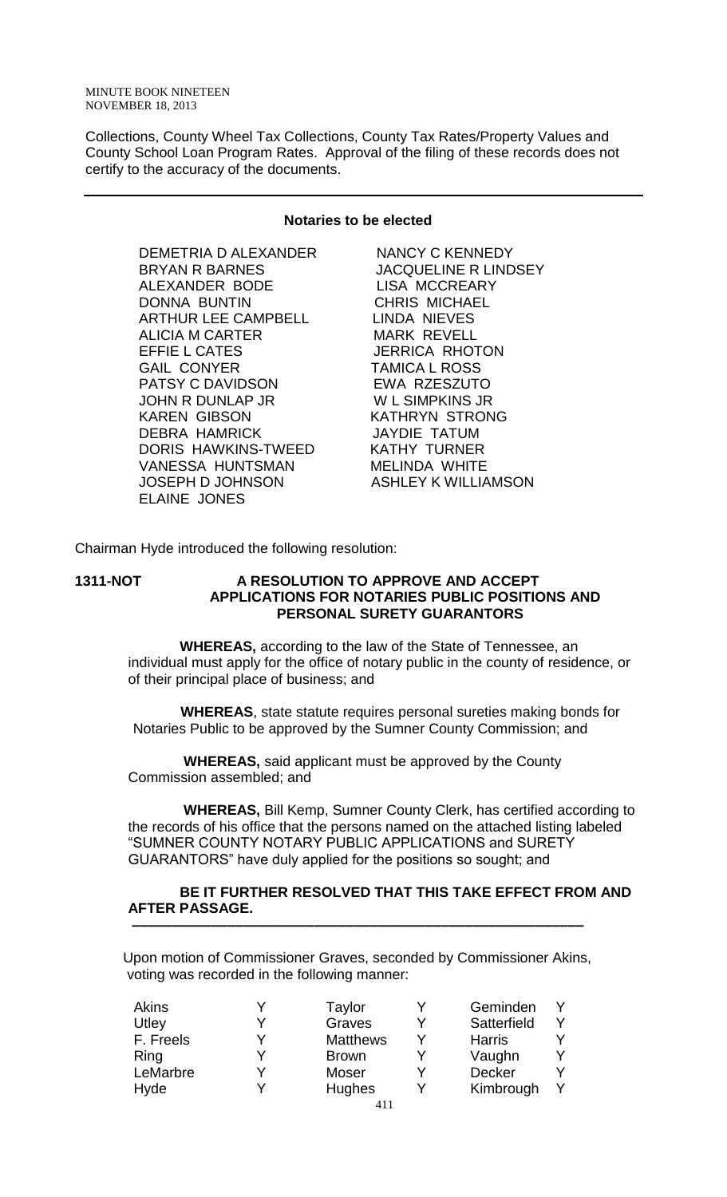Collections, County Wheel Tax Collections, County Tax Rates/Property Values and County School Loan Program Rates. Approval of the filing of these records does not certify to the accuracy of the documents.

---

**Notaries to be elected**

| | |
|---|---|
| DEMETRIA D ALEXANDER | NANCY C KENNEDY |
| BRYAN R BARNES | JACQUELINE R LINDSEY |
| ALEXANDER BODE | LISA MCCREARY |
| DONNA BUNTIN | CHRIS MICHAEL |
| ARTHUR LEE CAMPBELL | LINDA NIEVES |
| ALICIA M CARTER | MARK REVELL |
| EFFIE L CATES | JERRICA RHOTON |
| GAIL CONYER | TAMICA L ROSS |
| PATSY C DAVIDSON | EWA RZESZUTO |
| JOHN R DUNLAP JR | W L SIMPKINS JR |
| KAREN GIBSON | KATHRYN STRONG |
| DEBRA HAMRICK | JAYDIE TATUM |
| DORIS HAWKINS-TWEED | KATHY TURNER |
| VANESSA HUNTSMAN | MELINDA WHITE |
| JOSEPH D JOHNSON | ASHLEY K WILLIAMSON |
| ELAINE JONES | |

Chairman Hyde introduced the following resolution:

**1311-NOT A RESOLUTION TO APPROVE AND ACCEPT APPLICATIONS FOR NOTARIES PUBLIC POSITIONS AND PERSONAL SURETY GUARANTORS**

**WHEREAS,** according to the law of the State of Tennessee, an individual must apply for the office of notary public in the county of residence, or of their principal place of business; and

**WHEREAS**, state statute requires personal sureties making bonds for Notaries Public to be approved by the Sumner County Commission; and

**WHEREAS,** said applicant must be approved by the County Commission assembled; and

**WHEREAS,** Bill Kemp, Sumner County Clerk, has certified according to the records of his office that the persons named on the attached listing labeled "SUMNER COUNTY NOTARY PUBLIC APPLICATIONS and SURETY GUARANTORS" have duly applied for the positions so sought; and

**BE IT FURTHER RESOLVED THAT THIS TAKE EFFECT FROM AND AFTER PASSAGE.**

---

Upon motion of Commissioner Graves, seconded by Commissioner Akins, voting was recorded in the following manner:

| | | | | | |
|---|---|---|---|---|---|
| Akins | Y | Taylor | Y | Geminden | Y |
| Utley | Y | Graves | Y | Satterfield | Y |
| F. Freels | Y | Matthews | Y | Harris | Y |
| Ring | Y | Brown | Y | Vaughn | Y |
| LeMarbre | Y | Moser | Y | Decker | Y |
| Hyde | Y | Hughes | Y | Kimbrough | Y |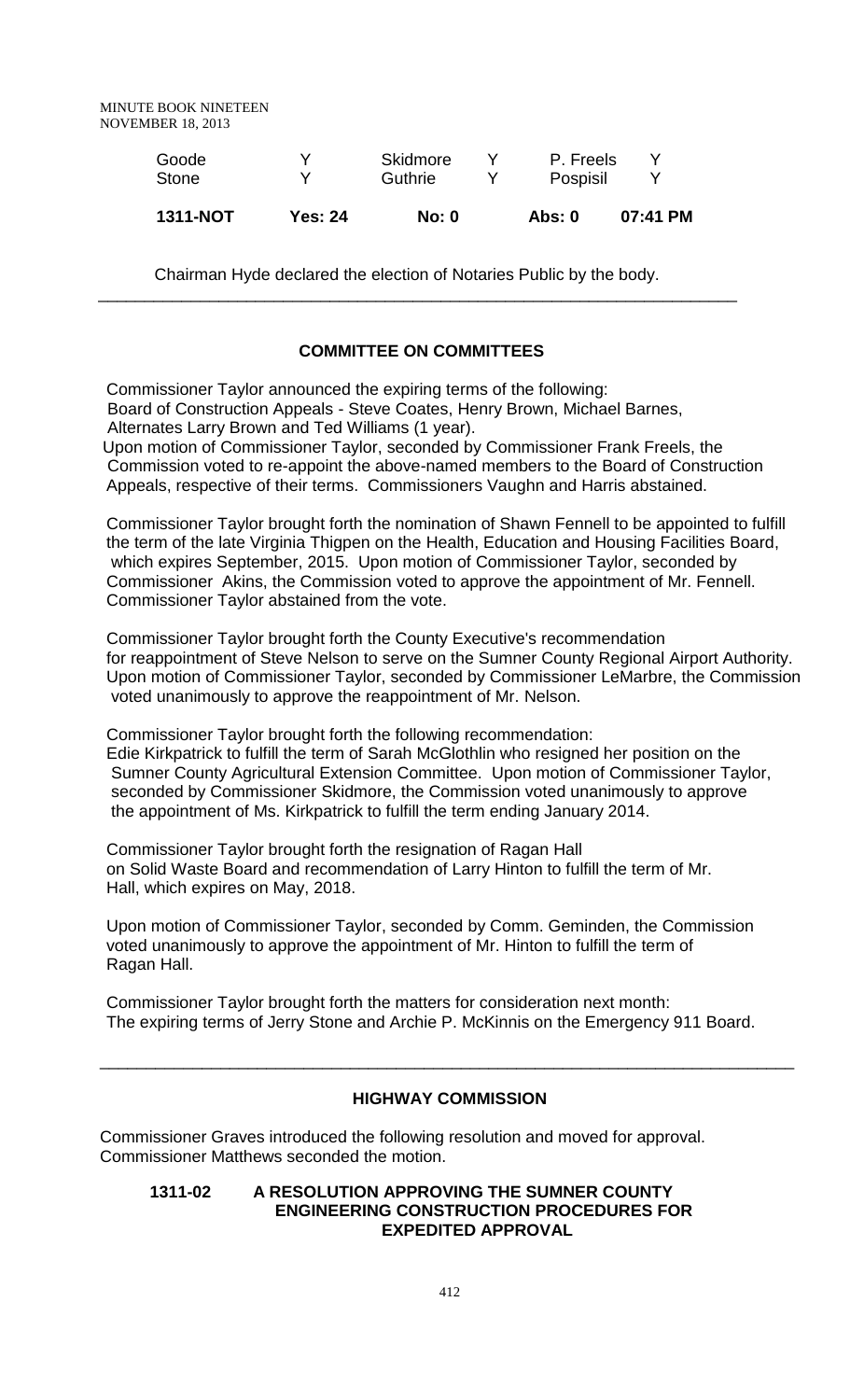| Goode | Y | Skidmore | Y | P. Freels | Y |
|---|---|---|---|---|---|
| Stone | Y | Guthrie | Y | Pospisil | Y |

| **1311-NOT** | **Yes: 24** | **No: 0** | **Abs: 0** | **07:41 PM** |
|---|---|---|---|---|

Chairman Hyde declared the election of Notaries Public by the body.

---

## COMMITTEE ON COMMITTEES

Commissioner Taylor announced the expiring terms of the following:
Board of Construction Appeals - Steve Coates, Henry Brown, Michael Barnes, Alternates Larry Brown and Ted Williams (1 year).
Upon motion of Commissioner Taylor, seconded by Commissioner Frank Freels, the Commission voted to re-appoint the above-named members to the Board of Construction Appeals, respective of their terms. Commissioners Vaughn and Harris abstained.

Commissioner Taylor brought forth the nomination of Shawn Fennell to be appointed to fulfill the term of the late Virginia Thigpen on the Health, Education and Housing Facilities Board, which expires September, 2015. Upon motion of Commissioner Taylor, seconded by Commissioner Akins, the Commission voted to approve the appointment of Mr. Fennell. Commissioner Taylor abstained from the vote.

Commissioner Taylor brought forth the County Executive's recommendation for reappointment of Steve Nelson to serve on the Sumner County Regional Airport Authority. Upon motion of Commissioner Taylor, seconded by Commissioner LeMarbre, the Commission voted unanimously to approve the reappointment of Mr. Nelson.

Commissioner Taylor brought forth the following recommendation:
Edie Kirkpatrick to fulfill the term of Sarah McGlothlin who resigned her position on the Sumner County Agricultural Extension Committee. Upon motion of Commissioner Taylor, seconded by Commissioner Skidmore, the Commission voted unanimously to approve the appointment of Ms. Kirkpatrick to fulfill the term ending January 2014.

Commissioner Taylor brought forth the resignation of Ragan Hall on Solid Waste Board and recommendation of Larry Hinton to fulfill the term of Mr. Hall, which expires on May, 2018.

Upon motion of Commissioner Taylor, seconded by Comm. Geminden, the Commission voted unanimously to approve the appointment of Mr. Hinton to fulfill the term of Ragan Hall.

Commissioner Taylor brought forth the matters for consideration next month:
The expiring terms of Jerry Stone and Archie P. McKinnis on the Emergency 911 Board.

---

## HIGHWAY COMMISSION

Commissioner Graves introduced the following resolution and moved for approval. Commissioner Matthews seconded the motion.

**1311-02 A RESOLUTION APPROVING THE SUMNER COUNTY ENGINEERING CONSTRUCTION PROCEDURES FOR EXPEDITED APPROVAL**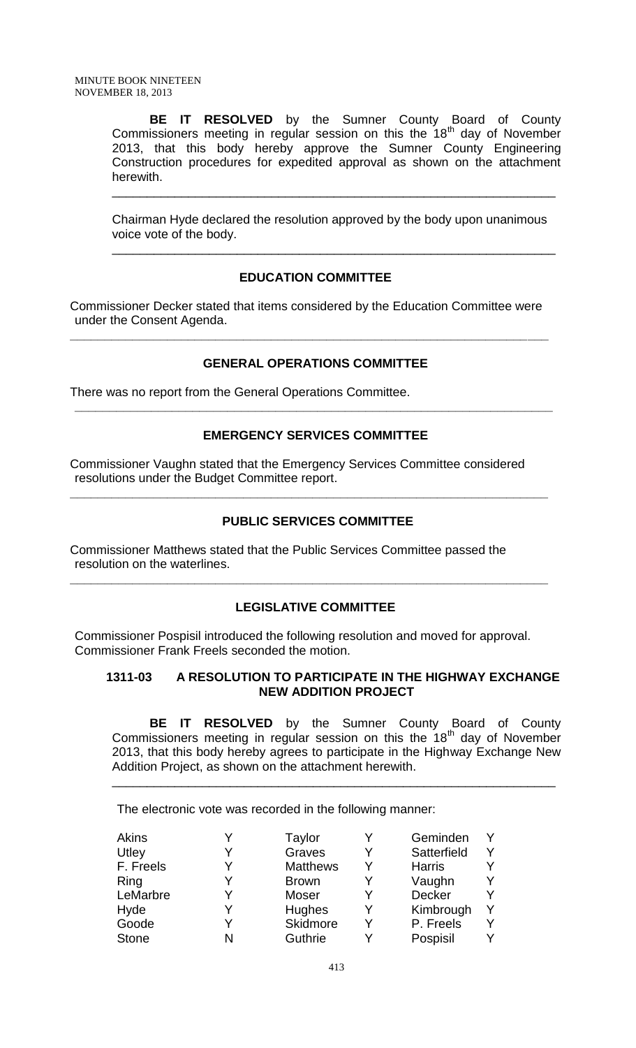**BE IT RESOLVED** by the Sumner County Board of County Commissioners meeting in regular session on this the 18th day of November 2013, that this body hereby approve the Sumner County Engineering Construction procedures for expedited approval as shown on the attachment herewith.

---

Chairman Hyde declared the resolution approved by the body upon unanimous voice vote of the body.

---

## EDUCATION COMMITTEE

Commissioner Decker stated that items considered by the Education Committee were under the Consent Agenda.

---

## GENERAL OPERATIONS COMMITTEE

There was no report from the General Operations Committee.

---

## EMERGENCY SERVICES COMMITTEE

Commissioner Vaughn stated that the Emergency Services Committee considered resolutions under the Budget Committee report.

---

## PUBLIC SERVICES COMMITTEE

Commissioner Matthews stated that the Public Services Committee passed the resolution on the waterlines.

---

## LEGISLATIVE COMMITTEE

Commissioner Pospisil introduced the following resolution and moved for approval. Commissioner Frank Freels seconded the motion.

### 1311-03 A RESOLUTION TO PARTICIPATE IN THE HIGHWAY EXCHANGE NEW ADDITION PROJECT

**BE IT RESOLVED** by the Sumner County Board of County Commissioners meeting in regular session on this the 18th day of November 2013, that this body hereby agrees to participate in the Highway Exchange New Addition Project, as shown on the attachment herewith.

---

The electronic vote was recorded in the following manner:

| | | | | | |
|---|---|---|---|---|---|
| Akins | Y | Taylor | Y | Geminden | Y |
| Utley | Y | Graves | Y | Satterfield | Y |
| F. Freels | Y | Matthews | Y | Harris | Y |
| Ring | Y | Brown | Y | Vaughn | Y |
| LeMarbre | Y | Moser | Y | Decker | Y |
| Hyde | Y | Hughes | Y | Kimbrough | Y |
| Goode | Y | Skidmore | Y | P. Freels | Y |
| Stone | N | Guthrie | Y | Pospisil | Y |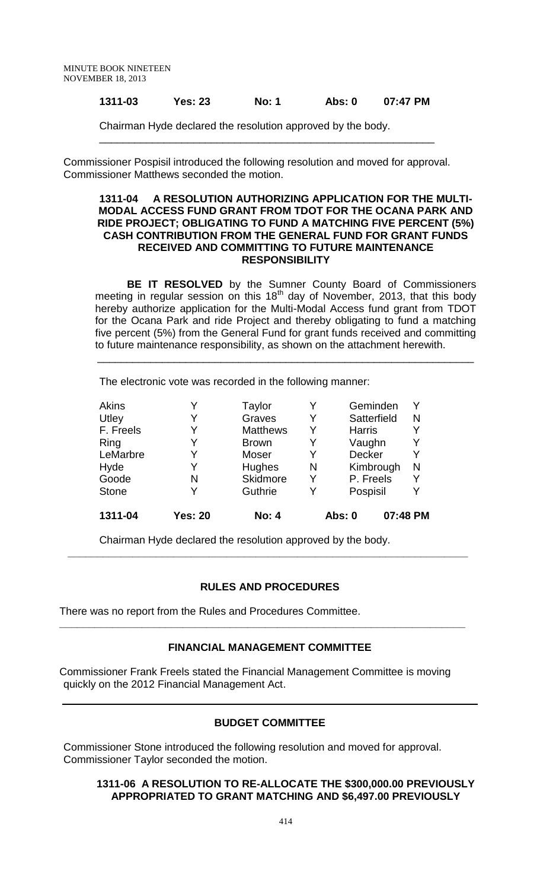| 1311-03 | Yes: 23 | No: 1 | Abs: 0 | 07:47 PM |
|---|---|---|---|---|

Chairman Hyde declared the resolution approved by the body.

---

Commissioner Pospisil introduced the following resolution and moved for approval. Commissioner Matthews seconded the motion.

**1311-04 A RESOLUTION AUTHORIZING APPLICATION FOR THE MULTI-MODAL ACCESS FUND GRANT FROM TDOT FOR THE OCANA PARK AND RIDE PROJECT; OBLIGATING TO FUND A MATCHING FIVE PERCENT (5%) CASH CONTRIBUTION FROM THE GENERAL FUND FOR GRANT FUNDS RECEIVED AND COMMITTING TO FUTURE MAINTENANCE RESPONSIBILITY**

**BE IT RESOLVED** by the Sumner County Board of Commissioners meeting in regular session on this 18th day of November, 2013, that this body hereby authorize application for the Multi-Modal Access fund grant from TDOT for the Ocana Park and ride Project and thereby obligating to fund a matching five percent (5%) from the General Fund for grant funds received and committing to future maintenance responsibility, as shown on the attachment herewith.

---

The electronic vote was recorded in the following manner:

| | | | | | |
|---|---|---|---|---|---|
| Akins | Y | Taylor | Y | Geminden | Y |
| Utley | Y | Graves | Y | Satterfield | N |
| F. Freels | Y | Matthews | Y | Harris | Y |
| Ring | Y | Brown | Y | Vaughn | Y |
| LeMarbre | Y | Moser | Y | Decker | Y |
| Hyde | Y | Hughes | N | Kimbrough | N |
| Goode | N | Skidmore | Y | P. Freels | Y |
| Stone | Y | Guthrie | Y | Pospisil | Y |

| 1311-04 | Yes: 20 | No: 4 | Abs: 0 | 07:48 PM |
|---|---|---|---|---|

Chairman Hyde declared the resolution approved by the body.

---

## RULES AND PROCEDURES

There was no report from the Rules and Procedures Committee.

---

## FINANCIAL MANAGEMENT COMMITTEE

Commissioner Frank Freels stated the Financial Management Committee is moving quickly on the 2012 Financial Management Act.

---

## BUDGET COMMITTEE

Commissioner Stone introduced the following resolution and moved for approval. Commissioner Taylor seconded the motion.

**1311-06 A RESOLUTION TO RE-ALLOCATE THE $300,000.00 PREVIOUSLY APPROPRIATED TO GRANT MATCHING AND $6,497.00 PREVIOUSLY**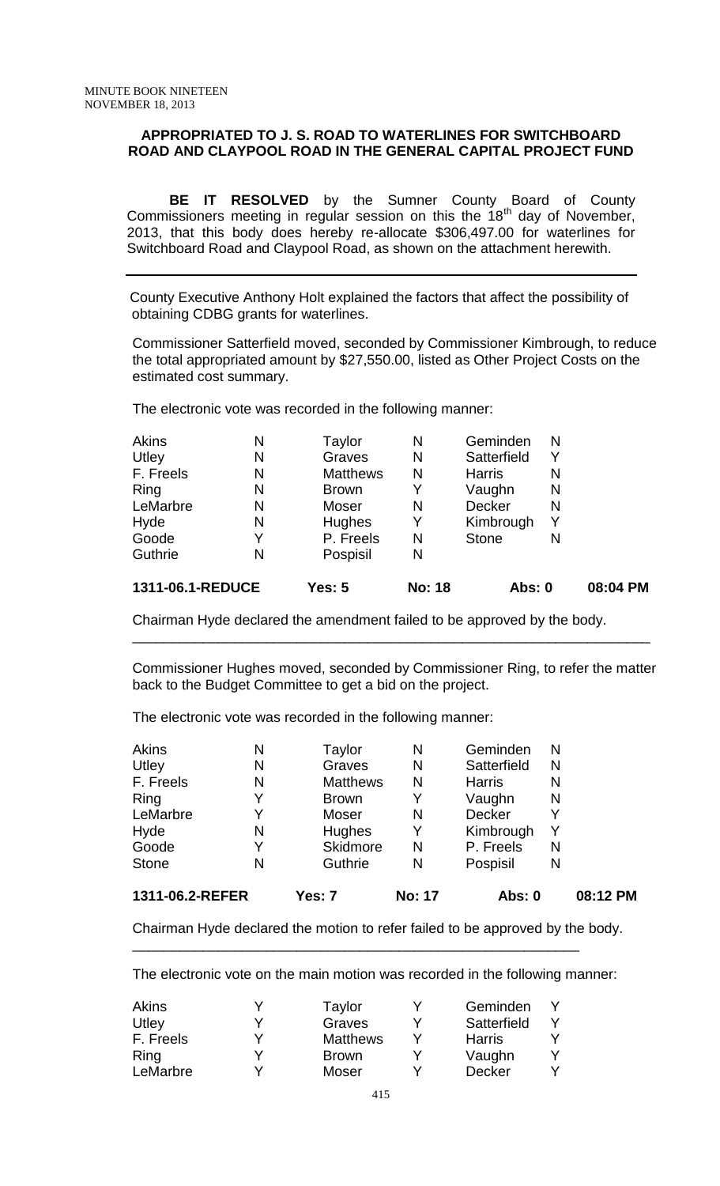## APPROPRIATED TO J. S. ROAD TO WATERLINES FOR SWITCHBOARD ROAD AND CLAYPOOL ROAD IN THE GENERAL CAPITAL PROJECT FUND

**BE IT RESOLVED** by the Sumner County Board of County Commissioners meeting in regular session on this the 18th day of November, 2013, that this body does hereby re-allocate $306,497.00 for waterlines for Switchboard Road and Claypool Road, as shown on the attachment herewith.

---

County Executive Anthony Holt explained the factors that affect the possibility of obtaining CDBG grants for waterlines.

Commissioner Satterfield moved, seconded by Commissioner Kimbrough, to reduce the total appropriated amount by $27,550.00, listed as Other Project Costs on the estimated cost summary.

The electronic vote was recorded in the following manner:

| | | | | | |
|---|---|---|---|---|---|
| Akins | N | Taylor | N | Geminden | N |
| Utley | N | Graves | N | Satterfield | Y |
| F. Freels | N | Matthews | N | Harris | N |
| Ring | N | Brown | Y | Vaughn | N |
| LeMarbre | N | Moser | N | Decker | N |
| Hyde | N | Hughes | Y | Kimbrough | Y |
| Goode | Y | P. Freels | N | Stone | N |
| Guthrie | N | Pospisil | N | | |

**1311-06.1-REDUCE Yes: 5 No: 18 Abs: 0 08:04 PM**

Chairman Hyde declared the amendment failed to be approved by the body.

---

Commissioner Hughes moved, seconded by Commissioner Ring, to refer the matter back to the Budget Committee to get a bid on the project.

The electronic vote was recorded in the following manner:

| | | | | | |
|---|---|---|---|---|---|
| Akins | N | Taylor | N | Geminden | N |
| Utley | N | Graves | N | Satterfield | N |
| F. Freels | N | Matthews | N | Harris | N |
| Ring | Y | Brown | Y | Vaughn | N |
| LeMarbre | Y | Moser | N | Decker | Y |
| Hyde | N | Hughes | Y | Kimbrough | Y |
| Goode | Y | Skidmore | N | P. Freels | N |
| Stone | N | Guthrie | N | Pospisil | N |

**1311-06.2-REFER Yes: 7 No: 17 Abs: 0 08:12 PM**

Chairman Hyde declared the motion to refer failed to be approved by the body.

---

The electronic vote on the main motion was recorded in the following manner:

| | | | | | |
|---|---|---|---|---|---|
| Akins | Y | Taylor | Y | Geminden | Y |
| Utley | Y | Graves | Y | Satterfield | Y |
| F. Freels | Y | Matthews | Y | Harris | Y |
| Ring | Y | Brown | Y | Vaughn | Y |
| LeMarbre | Y | Moser | Y | Decker | Y |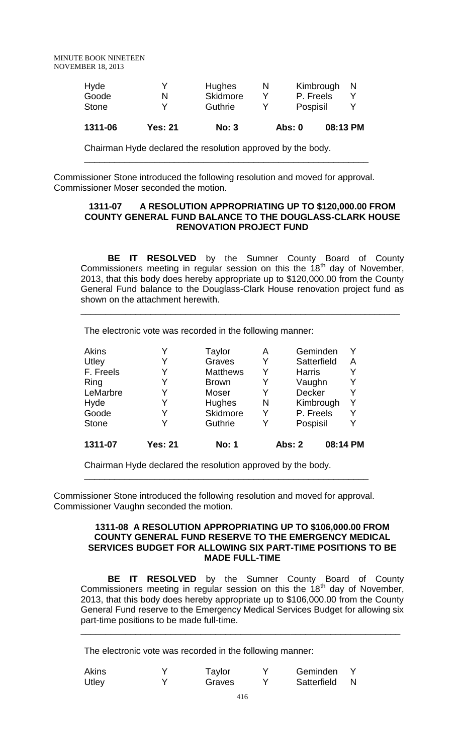| Hyde | Y | Hughes | N | Kimbrough | N |
|---|---|---|---|---|---|
| Goode | N | Skidmore | Y | P. Freels | Y |
| Stone | Y | Guthrie | Y | Pospisil | Y |
| **1311-06** | **Yes: 21** | **No: 3** | | **Abs: 0** | **08:13 PM** |

Chairman Hyde declared the resolution approved by the body.

---

Commissioner Stone introduced the following resolution and moved for approval. Commissioner Moser seconded the motion.

### 1311-07 A RESOLUTION APPROPRIATING UP TO $120,000.00 FROM COUNTY GENERAL FUND BALANCE TO THE DOUGLASS-CLARK HOUSE RENOVATION PROJECT FUND

**BE IT RESOLVED** by the Sumner County Board of County Commissioners meeting in regular session on this the 18th day of November, 2013, that this body does hereby appropriate up to $120,000.00 from the County General Fund balance to the Douglass-Clark House renovation project fund as shown on the attachment herewith.

---

The electronic vote was recorded in the following manner:

| Akins | Y | Taylor | A | Geminden | Y |
|---|---|---|---|---|---|
| Utley | Y | Graves | Y | Satterfield | A |
| F. Freels | Y | Matthews | Y | Harris | Y |
| Ring | Y | Brown | Y | Vaughn | Y |
| LeMarbre | Y | Moser | Y | Decker | Y |
| Hyde | Y | Hughes | N | Kimbrough | Y |
| Goode | Y | Skidmore | Y | P. Freels | Y |
| Stone | Y | Guthrie | Y | Pospisil | Y |
| **1311-07** | **Yes: 21** | **No: 1** | | **Abs: 2** | **08:14 PM** |

Chairman Hyde declared the resolution approved by the body.

---

Commissioner Stone introduced the following resolution and moved for approval. Commissioner Vaughn seconded the motion.

### 1311-08 A RESOLUTION APPROPRIATING UP TO $106,000.00 FROM COUNTY GENERAL FUND RESERVE TO THE EMERGENCY MEDICAL SERVICES BUDGET FOR ALLOWING SIX PART-TIME POSITIONS TO BE MADE FULL-TIME

**BE IT RESOLVED** by the Sumner County Board of County Commissioners meeting in regular session on this the 18th day of November, 2013, that this body does hereby appropriate up to $106,000.00 from the County General Fund reserve to the Emergency Medical Services Budget for allowing six part-time positions to be made full-time.

---

The electronic vote was recorded in the following manner:

| Akins | Y | Taylor | Y | Geminden | Y |
|---|---|---|---|---|---|
| Utley | Y | Graves | Y | Satterfield | N |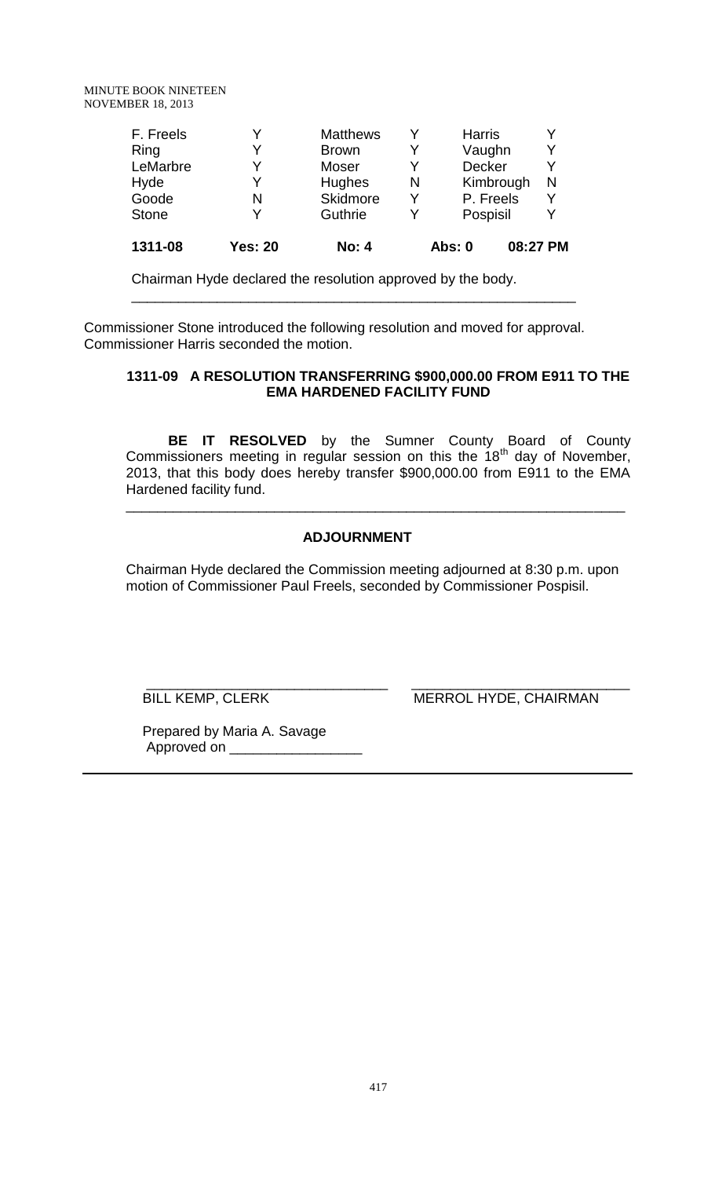| | | | | | |
|---|---|---|---|---|---|
| F. Freels | Y | Matthews | Y | Harris | Y |
| Ring | Y | Brown | Y | Vaughn | Y |
| LeMarbre | Y | Moser | Y | Decker | Y |
| Hyde | Y | Hughes | N | Kimbrough | N |
| Goode | N | Skidmore | Y | P. Freels | Y |
| Stone | Y | Guthrie | Y | Pospisil | Y |

**1311-08 Yes: 20 No: 4 Abs: 0 08:27 PM**

Chairman Hyde declared the resolution approved by the body.

---

Commissioner Stone introduced the following resolution and moved for approval. Commissioner Harris seconded the motion.

### 1311-09 A RESOLUTION TRANSFERRING $900,000.00 FROM E911 TO THE EMA HARDENED FACILITY FUND

**BE IT RESOLVED** by the Sumner County Board of County Commissioners meeting in regular session on this the 18th day of November, 2013, that this body does hereby transfer $900,000.00 from E911 to the EMA Hardened facility fund.

---

### ADJOURNMENT

Chairman Hyde declared the Commission meeting adjourned at 8:30 p.m. upon motion of Commissioner Paul Freels, seconded by Commissioner Pospisil.

\_\_\_\_\_\_\_\_\_\_\_\_\_\_\_\_\_\_\_\_\_\_\_\_\_\_\_\_\_\_ \_\_\_\_\_\_\_\_\_\_\_\_\_\_\_\_\_\_\_\_\_\_\_\_\_\_\_\_\_\_
BILL KEMP, CLERK MERROL HYDE, CHAIRMAN

Prepared by Maria A. Savage
Approved on \_\_\_\_\_\_\_\_\_\_\_\_\_\_\_\_